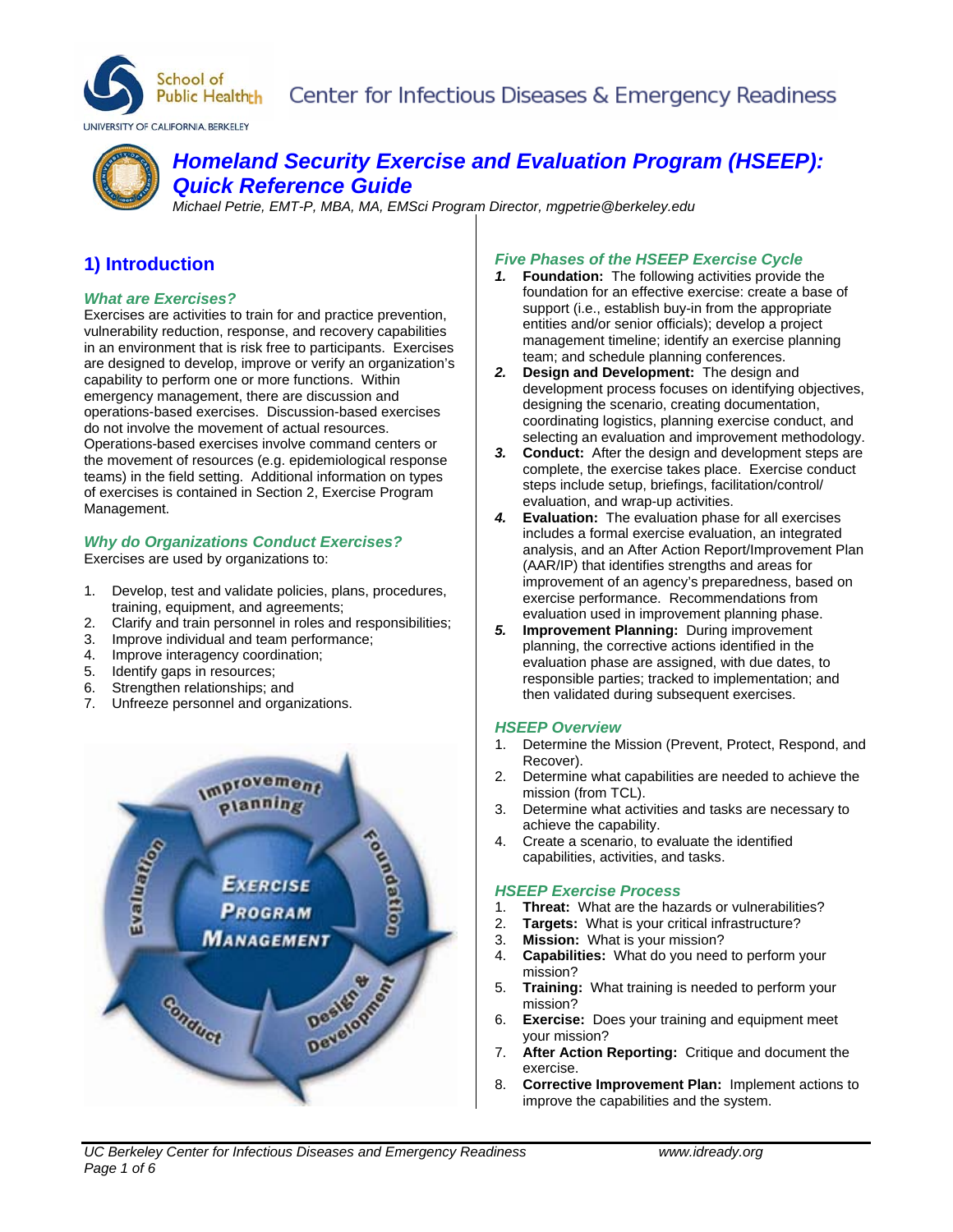School of Public Health

UNIVERSITY OF CALIFORNIA, BERKELEY

Center for Infectious Diseases & Emergency Readiness

# *Homeland Security Exercise and Evaluation Program (HSEEP): Quick Reference Guide*

*Michael Petrie, EMT-P, MBA, MA, EMSci Program Director, mgpetrie@berkeley.edu*

## 1) Introduction

### *What are Exercises?*

Exercises are activities to train for and practice prevention, vulnerability reduction, response, and recovery capabilities in an environment that is risk free to participants. Exercises are designed to develop, improve or verify an organization's capability to perform one or more functions. Within emergency management, there are discussion and operations-based exercises. Discussion-based exercises do not involve the movement of actual resources. Operations-based exercises involve command centers or the movement of resources (e.g. epidemiological response teams) in the field setting. Additional information on types of exercises is contained in Section 2, Exercise Program Management.

### *Why do Organizations Conduct Exercises?*

Exercises are used by organizations to:

1. Develop, test and validate policies, plans, procedures, training, equipment, and agreements;
2. Clarify and train personnel in roles and responsibilities;
3. Improve individual and team performance;
4. Improve interagency coordination;
5. Identify gaps in resources;
6. Strengthen relationships; and
7. Unfreeze personnel and organizations.

Exercise Program Management: Improvement Planning → Foundation → Design & Development → Conduct → Evaluation

### *Five Phases of the HSEEP Exercise Cycle*

1. **Foundation:** The following activities provide the foundation for an effective exercise: create a base of support (i.e., establish buy-in from the appropriate entities and/or senior officials); develop a project management timeline; identify an exercise planning team; and schedule planning conferences.
2. **Design and Development:** The design and development process focuses on identifying objectives, designing the scenario, creating documentation, coordinating logistics, planning exercise conduct, and selecting an evaluation and improvement methodology.
3. **Conduct:** After the design and development steps are complete, the exercise takes place. Exercise conduct steps include setup, briefings, facilitation/control/ evaluation, and wrap-up activities.
4. **Evaluation:** The evaluation phase for all exercises includes a formal exercise evaluation, an integrated analysis, and an After Action Report/Improvement Plan (AAR/IP) that identifies strengths and areas for improvement of an agency's preparedness, based on exercise performance. Recommendations from evaluation used in improvement planning phase.
5. **Improvement Planning:** During improvement planning, the corrective actions identified in the evaluation phase are assigned, with due dates, to responsible parties; tracked to implementation; and then validated during subsequent exercises.

### *HSEEP Overview*

1. Determine the Mission (Prevent, Protect, Respond, and Recover).
2. Determine what capabilities are needed to achieve the mission (from TCL).
3. Determine what activities and tasks are necessary to achieve the capability.
4. Create a scenario, to evaluate the identified capabilities, activities, and tasks.

### *HSEEP Exercise Process*

1. **Threat:** What are the hazards or vulnerabilities?
2. **Targets:** What is your critical infrastructure?
3. **Mission:** What is your mission?
4. **Capabilities:** What do you need to perform your mission?
5. **Training:** What training is needed to perform your mission?
6. **Exercise:** Does your training and equipment meet your mission?
7. **After Action Reporting:** Critique and document the exercise.
8. **Corrective Improvement Plan:** Implement actions to improve the capabilities and the system.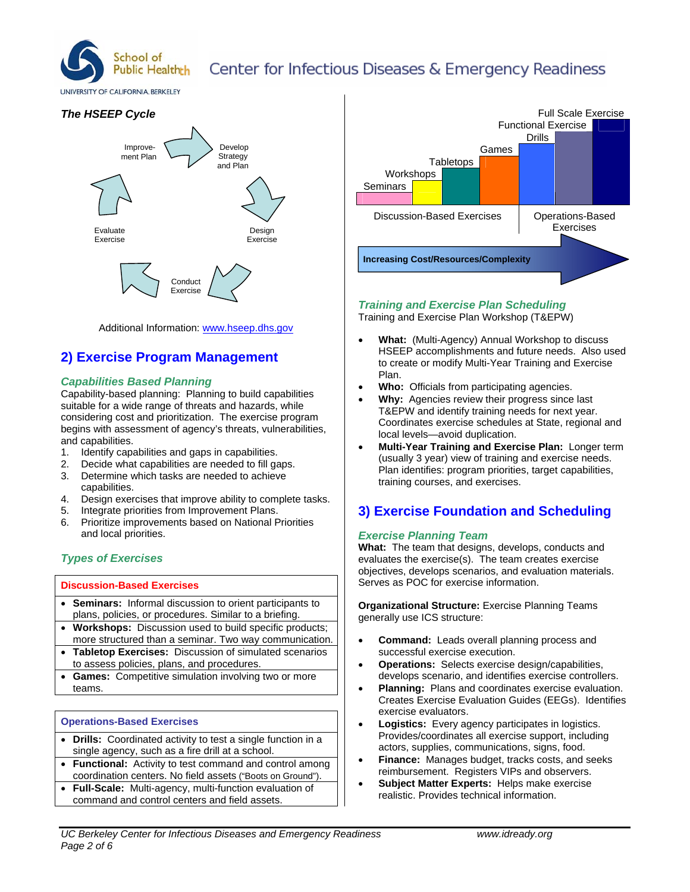*The HSEEP Cycle*

Improvement Plan → Develop Strategy and Plan → Design Exercise → Conduct Exercise → Evaluate Exercise

Additional Information: www.hseep.dhs.gov

## 2) Exercise Program Management

### *Capabilities Based Planning*

Capability-based planning: Planning to build capabilities suitable for a wide range of threats and hazards, while considering cost and prioritization. The exercise program begins with assessment of agency's threats, vulnerabilities, and capabilities.

1. Identify capabilities and gaps in capabilities.
2. Decide what capabilities are needed to fill gaps.
3. Determine which tasks are needed to achieve capabilities.
4. Design exercises that improve ability to complete tasks.
5. Integrate priorities from Improvement Plans.
6. Prioritize improvements based on National Priorities and local priorities.

### *Types of Exercises*

| Discussion-Based Exercises |
| --- |
| • **Seminars:** Informal discussion to orient participants to plans, policies, or procedures. Similar to a briefing. |
| • **Workshops:** Discussion used to build specific products; more structured than a seminar. Two way communication. |
| • **Tabletop Exercises:** Discussion of simulated scenarios to assess policies, plans, and procedures. |
| • **Games:** Competitive simulation involving two or more teams. |

| Operations-Based Exercises |
| --- |
| • **Drills:** Coordinated activity to test a single function in a single agency, such as a fire drill at a school. |
| • **Functional:** Activity to test command and control among coordination centers. No field assets ("Boots on Ground"). |
| • **Full-Scale:** Multi-agency, multi-function evaluation of command and control centers and field assets. |

Seminars, Workshops, Tabletops, Games — Discussion-Based Exercises

Drills, Functional Exercise, Full Scale Exercise — Operations-Based Exercises

**Increasing Cost/Resources/Complexity** →

### *Training and Exercise Plan Scheduling*

Training and Exercise Plan Workshop (T&EPW)

- **What:** (Multi-Agency) Annual Workshop to discuss HSEEP accomplishments and future needs. Also used to create or modify Multi-Year Training and Exercise Plan.
- **Who:** Officials from participating agencies.
- **Why:** Agencies review their progress since last T&EPW and identify training needs for next year. Coordinates exercise schedules at State, regional and local levels—avoid duplication.
- **Multi-Year Training and Exercise Plan:** Longer term (usually 3 year) view of training and exercise needs. Plan identifies: program priorities, target capabilities, training courses, and exercises.

## 3) Exercise Foundation and Scheduling

### *Exercise Planning Team*

**What:** The team that designs, develops, conducts and evaluates the exercise(s). The team creates exercise objectives, develops scenarios, and evaluation materials. Serves as POC for exercise information.

**Organizational Structure:** Exercise Planning Teams generally use ICS structure:

- **Command:** Leads overall planning process and successful exercise execution.
- **Operations:** Selects exercise design/capabilities, develops scenario, and identifies exercise controllers.
- **Planning:** Plans and coordinates exercise evaluation. Creates Exercise Evaluation Guides (EEGs). Identifies exercise evaluators.
- **Logistics:** Every agency participates in logistics. Provides/coordinates all exercise support, including actors, supplies, communications, signs, food.
- **Finance:** Manages budget, tracks costs, and seeks reimbursement. Registers VIPs and observers.
- **Subject Matter Experts:** Helps make exercise realistic. Provides technical information.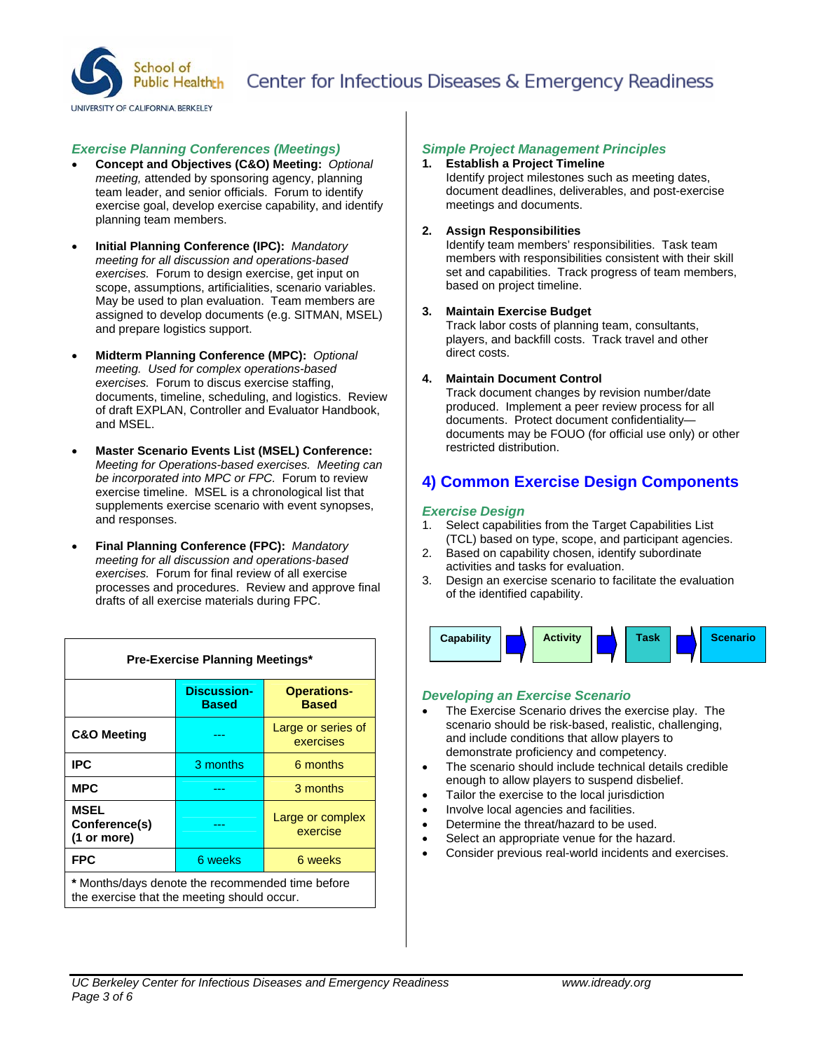### Exercise Planning Conferences (Meetings)

- **Concept and Objectives (C&O) Meeting:** *Optional meeting,* attended by sponsoring agency, planning team leader, and senior officials. Forum to identify exercise goal, develop exercise capability, and identify planning team members.

- **Initial Planning Conference (IPC):** *Mandatory meeting for all discussion and operations-based exercises.* Forum to design exercise, get input on scope, assumptions, artificialities, scenario variables. May be used to plan evaluation. Team members are assigned to develop documents (e.g. SITMAN, MSEL) and prepare logistics support.

- **Midterm Planning Conference (MPC):** *Optional meeting. Used for complex operations-based exercises.* Forum to discus exercise staffing, documents, timeline, scheduling, and logistics. Review of draft EXPLAN, Controller and Evaluator Handbook, and MSEL.

- **Master Scenario Events List (MSEL) Conference:** *Meeting for Operations-based exercises. Meeting can be incorporated into MPC or FPC.* Forum to review exercise timeline. MSEL is a chronological list that supplements exercise scenario with event synopses, and responses.

- **Final Planning Conference (FPC):** *Mandatory meeting for all discussion and operations-based exercises.* Forum for final review of all exercise processes and procedures. Review and approve final drafts of all exercise materials during FPC.

**Pre-Exercise Planning Meetings***

| | Discussion-Based | Operations-Based |
|---|---|---|
| **C&O Meeting** | --- | Large or series of exercises |
| **IPC** | 3 months | 6 months |
| **MPC** | --- | 3 months |
| **MSEL Conference(s) (1 or more)** | --- | Large or complex exercise |
| **FPC** | 6 weeks | 6 weeks |

**\*** Months/days denote the recommended time before the exercise that the meeting should occur.

### Simple Project Management Principles

1. **Establish a Project Timeline**
   Identify project milestones such as meeting dates, document deadlines, deliverables, and post-exercise meetings and documents.

2. **Assign Responsibilities**
   Identify team members' responsibilities. Task team members with responsibilities consistent with their skill set and capabilities. Track progress of team members, based on project timeline.

3. **Maintain Exercise Budget**
   Track labor costs of planning team, consultants, players, and backfill costs. Track travel and other direct costs.

4. **Maintain Document Control**
   Track document changes by revision number/date produced. Implement a peer review process for all documents. Protect document confidentiality—documents may be FOUO (for official use only) or other restricted distribution.

## 4) Common Exercise Design Components

### Exercise Design

1. Select capabilities from the Target Capabilities List (TCL) based on type, scope, and participant agencies.
2. Based on capability chosen, identify subordinate activities and tasks for evaluation.
3. Design an exercise scenario to facilitate the evaluation of the identified capability.

**Capability** → **Activity** → **Task** → **Scenario**

### Developing an Exercise Scenario

- The Exercise Scenario drives the exercise play. The scenario should be risk-based, realistic, challenging, and include conditions that allow players to demonstrate proficiency and competency.
- The scenario should include technical details credible enough to allow players to suspend disbelief.
- Tailor the exercise to the local jurisdiction
- Involve local agencies and facilities.
- Determine the threat/hazard to be used.
- Select an appropriate venue for the hazard.
- Consider previous real-world incidents and exercises.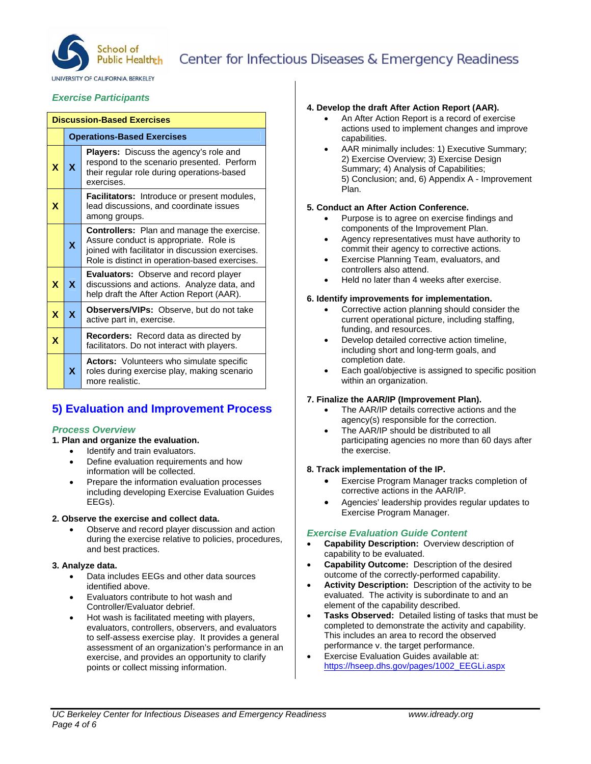### *Exercise Participants*

| Discussion-Based Exercises | Operations-Based Exercises | |
|---|---|---|
| X | X | **Players:** Discuss the agency's role and respond to the scenario presented. Perform their regular role during operations-based exercises. |
| X | | **Facilitators:** Introduce or present modules, lead discussions, and coordinate issues among groups. |
| | X | **Controllers:** Plan and manage the exercise. Assure conduct is appropriate. Role is joined with facilitator in discussion exercises. Role is distinct in operation-based exercises. |
| X | X | **Evaluators:** Observe and record player discussions and actions. Analyze data, and help draft the After Action Report (AAR). |
| X | X | **Observers/VIPs:** Observe, but do not take active part in, exercise. |
| X | | **Recorders:** Record data as directed by facilitators. Do not interact with players. |
| | X | **Actors:** Volunteers who simulate specific roles during exercise play, making scenario more realistic. |

## 5) Evaluation and Improvement Process

### *Process Overview*

**1. Plan and organize the evaluation.**

- Identify and train evaluators.
- Define evaluation requirements and how information will be collected.
- Prepare the information evaluation processes including developing Exercise Evaluation Guides EEGs).

**2. Observe the exercise and collect data.**

- Observe and record player discussion and action during the exercise relative to policies, procedures, and best practices.

**3. Analyze data.**

- Data includes EEGs and other data sources identified above.
- Evaluators contribute to hot wash and Controller/Evaluator debrief.
- Hot wash is facilitated meeting with players, evaluators, controllers, observers, and evaluators to self-assess exercise play. It provides a general assessment of an organization's performance in an exercise, and provides an opportunity to clarify points or collect missing information.

**4. Develop the draft After Action Report (AAR).**

- An After Action Report is a record of exercise actions used to implement changes and improve capabilities.
- AAR minimally includes: 1) Executive Summary; 2) Exercise Overview; 3) Exercise Design Summary; 4) Analysis of Capabilities; 5) Conclusion; and, 6) Appendix A - Improvement Plan.

**5. Conduct an After Action Conference.**

- Purpose is to agree on exercise findings and components of the Improvement Plan.
- Agency representatives must have authority to commit their agency to corrective actions.
- Exercise Planning Team, evaluators, and controllers also attend.
- Held no later than 4 weeks after exercise.

**6. Identify improvements for implementation.**

- Corrective action planning should consider the current operational picture, including staffing, funding, and resources.
- Develop detailed corrective action timeline, including short and long-term goals, and completion date.
- Each goal/objective is assigned to specific position within an organization.

**7. Finalize the AAR/IP (Improvement Plan).**

- The AAR/IP details corrective actions and the agency(s) responsible for the correction.
- The AAR/IP should be distributed to all participating agencies no more than 60 days after the exercise.

**8. Track implementation of the IP.**

- Exercise Program Manager tracks completion of corrective actions in the AAR/IP.
- Agencies' leadership provides regular updates to Exercise Program Manager.

### *Exercise Evaluation Guide Content*

- **Capability Description:** Overview description of capability to be evaluated.
- **Capability Outcome:** Description of the desired outcome of the correctly-performed capability.
- **Activity Description:** Description of the activity to be evaluated. The activity is subordinate to and an element of the capability described.
- **Tasks Observed:** Detailed listing of tasks that must be completed to demonstrate the activity and capability. This includes an area to record the observed performance v. the target performance.
- Exercise Evaluation Guides available at: https://hseep.dhs.gov/pages/1002_EEGLi.aspx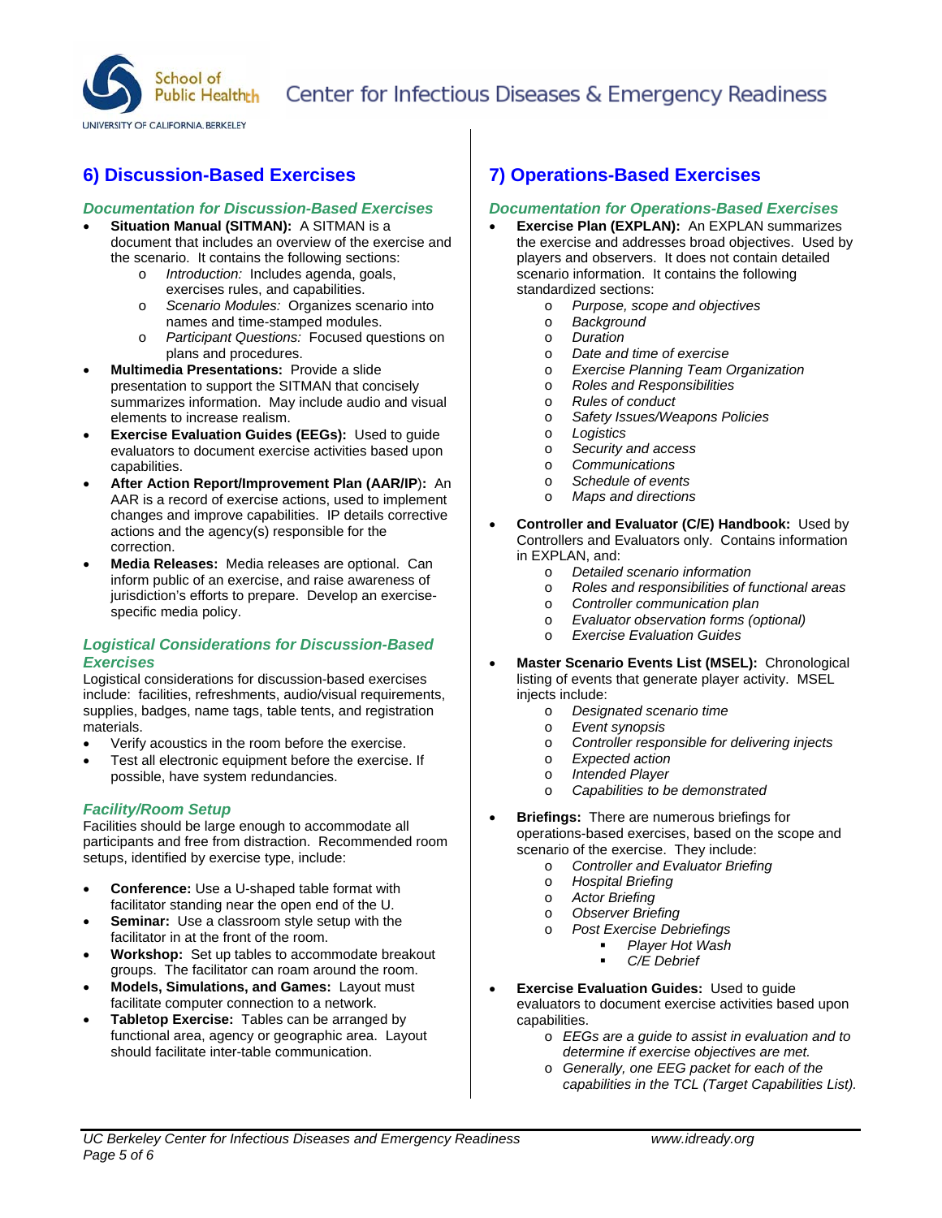## 6) Discussion-Based Exercises

### *Documentation for Discussion-Based Exercises*

- **Situation Manual (SITMAN):** A SITMAN is a document that includes an overview of the exercise and the scenario. It contains the following sections:
  - *Introduction:* Includes agenda, goals, exercises rules, and capabilities.
  - *Scenario Modules:* Organizes scenario into names and time-stamped modules.
  - *Participant Questions:* Focused questions on plans and procedures.
- **Multimedia Presentations:** Provide a slide presentation to support the SITMAN that concisely summarizes information. May include audio and visual elements to increase realism.
- **Exercise Evaluation Guides (EEGs):** Used to guide evaluators to document exercise activities based upon capabilities.
- **After Action Report/Improvement Plan (AAR/IP):** An AAR is a record of exercise actions, used to implement changes and improve capabilities. IP details corrective actions and the agency(s) responsible for the correction.
- **Media Releases:** Media releases are optional. Can inform public of an exercise, and raise awareness of jurisdiction's efforts to prepare. Develop an exercise-specific media policy.

### *Logistical Considerations for Discussion-Based Exercises*

Logistical considerations for discussion-based exercises include: facilities, refreshments, audio/visual requirements, supplies, badges, name tags, table tents, and registration materials.

- Verify acoustics in the room before the exercise.
- Test all electronic equipment before the exercise. If possible, have system redundancies.

### *Facility/Room Setup*

Facilities should be large enough to accommodate all participants and free from distraction. Recommended room setups, identified by exercise type, include:

- **Conference:** Use a U-shaped table format with facilitator standing near the open end of the U.
- **Seminar:** Use a classroom style setup with the facilitator in at the front of the room.
- **Workshop:** Set up tables to accommodate breakout groups. The facilitator can roam around the room.
- **Models, Simulations, and Games:** Layout must facilitate computer connection to a network.
- **Tabletop Exercise:** Tables can be arranged by functional area, agency or geographic area. Layout should facilitate inter-table communication.

## 7) Operations-Based Exercises

### *Documentation for Operations-Based Exercises*

- **Exercise Plan (EXPLAN):** An EXPLAN summarizes the exercise and addresses broad objectives. Used by players and observers. It does not contain detailed scenario information. It contains the following standardized sections:
  - *Purpose, scope and objectives*
  - *Background*
  - *Duration*
  - *Date and time of exercise*
  - *Exercise Planning Team Organization*
  - *Roles and Responsibilities*
  - *Rules of conduct*
  - *Safety Issues/Weapons Policies*
  - *Logistics*
  - *Security and access*
  - *Communications*
  - *Schedule of events*
  - *Maps and directions*
- **Controller and Evaluator (C/E) Handbook:** Used by Controllers and Evaluators only. Contains information in EXPLAN, and:
  - *Detailed scenario information*
  - *Roles and responsibilities of functional areas*
  - *Controller communication plan*
  - *Evaluator observation forms (optional)*
  - *Exercise Evaluation Guides*
- **Master Scenario Events List (MSEL):** Chronological listing of events that generate player activity. MSEL injects include:
  - *Designated scenario time*
  - *Event synopsis*
  - *Controller responsible for delivering injects*
  - *Expected action*
  - *Intended Player*
  - *Capabilities to be demonstrated*
- **Briefings:** There are numerous briefings for operations-based exercises, based on the scope and scenario of the exercise. They include:
  - *Controller and Evaluator Briefing*
  - *Hospital Briefing*
  - *Actor Briefing*
  - *Observer Briefing*
  - *Post Exercise Debriefings*
    - *Player Hot Wash*
    - *C/E Debrief*
- **Exercise Evaluation Guides:** Used to guide evaluators to document exercise activities based upon capabilities.
  - *EEGs are a guide to assist in evaluation and to determine if exercise objectives are met.*
  - *Generally, one EEG packet for each of the capabilities in the TCL (Target Capabilities List).*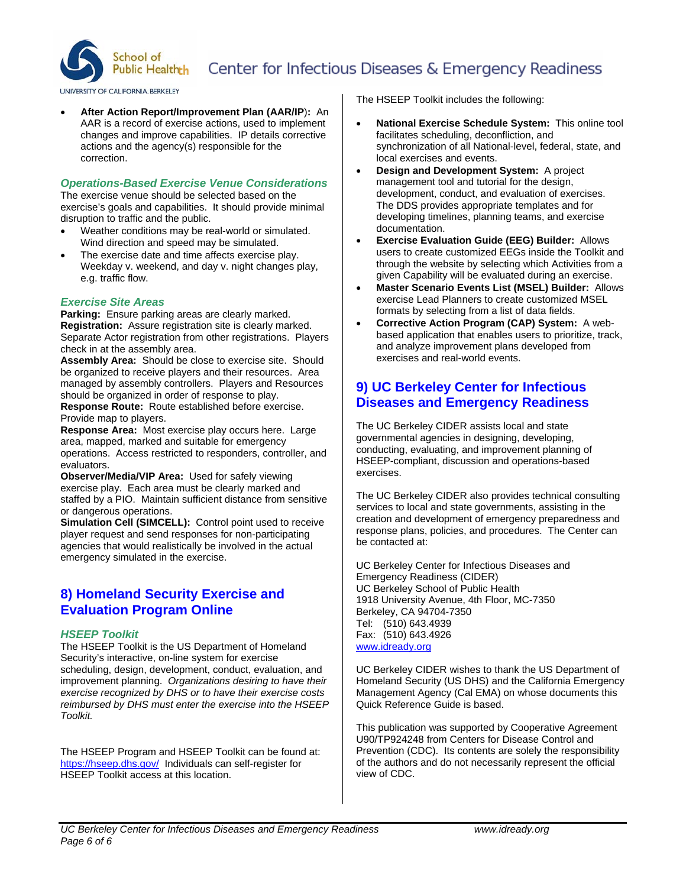- **After Action Report/Improvement Plan (AAR/IP):** An AAR is a record of exercise actions, used to implement changes and improve capabilities. IP details corrective actions and the agency(s) responsible for the correction.

### *Operations-Based Exercise Venue Considerations*

The exercise venue should be selected based on the exercise's goals and capabilities. It should provide minimal disruption to traffic and the public.

- Weather conditions may be real-world or simulated. Wind direction and speed may be simulated.
- The exercise date and time affects exercise play. Weekday v. weekend, and day v. night changes play, e.g. traffic flow.

### *Exercise Site Areas*

**Parking:** Ensure parking areas are clearly marked.
**Registration:** Assure registration site is clearly marked. Separate Actor registration from other registrations. Players check in at the assembly area.
**Assembly Area:** Should be close to exercise site. Should be organized to receive players and their resources. Area managed by assembly controllers. Players and Resources should be organized in order of response to play.
**Response Route:** Route established before exercise. Provide map to players.
**Response Area:** Most exercise play occurs here. Large area, mapped, marked and suitable for emergency operations. Access restricted to responders, controller, and evaluators.
**Observer/Media/VIP Area:** Used for safely viewing exercise play. Each area must be clearly marked and staffed by a PIO. Maintain sufficient distance from sensitive or dangerous operations.
**Simulation Cell (SIMCELL):** Control point used to receive player request and send responses for non-participating agencies that would realistically be involved in the actual emergency simulated in the exercise.

## 8) Homeland Security Exercise and Evaluation Program Online

### *HSEEP Toolkit*

The HSEEP Toolkit is the US Department of Homeland Security's interactive, on-line system for exercise scheduling, design, development, conduct, evaluation, and improvement planning. *Organizations desiring to have their exercise recognized by DHS or to have their exercise costs reimbursed by DHS must enter the exercise into the HSEEP Toolkit.*

The HSEEP Program and HSEEP Toolkit can be found at: https://hseep.dhs.gov/ Individuals can self-register for HSEEP Toolkit access at this location.

The HSEEP Toolkit includes the following:

- **National Exercise Schedule System:** This online tool facilitates scheduling, deconfliction, and synchronization of all National-level, federal, state, and local exercises and events.
- **Design and Development System:** A project management tool and tutorial for the design, development, conduct, and evaluation of exercises. The DDS provides appropriate templates and for developing timelines, planning teams, and exercise documentation.
- **Exercise Evaluation Guide (EEG) Builder:** Allows users to create customized EEGs inside the Toolkit and through the website by selecting which Activities from a given Capability will be evaluated during an exercise.
- **Master Scenario Events List (MSEL) Builder:** Allows exercise Lead Planners to create customized MSEL formats by selecting from a list of data fields.
- **Corrective Action Program (CAP) System:** A web-based application that enables users to prioritize, track, and analyze improvement plans developed from exercises and real-world events.

## 9) UC Berkeley Center for Infectious Diseases and Emergency Readiness

The UC Berkeley CIDER assists local and state governmental agencies in designing, developing, conducting, evaluating, and improvement planning of HSEEP-compliant, discussion and operations-based exercises.

The UC Berkeley CIDER also provides technical consulting services to local and state governments, assisting in the creation and development of emergency preparedness and response plans, policies, and procedures. The Center can be contacted at:

UC Berkeley Center for Infectious Diseases and Emergency Readiness (CIDER)
UC Berkeley School of Public Health
1918 University Avenue, 4th Floor, MC-7350
Berkeley, CA 94704-7350
Tel: (510) 643.4939
Fax: (510) 643.4926
www.idready.org

UC Berkeley CIDER wishes to thank the US Department of Homeland Security (US DHS) and the California Emergency Management Agency (Cal EMA) on whose documents this Quick Reference Guide is based.

This publication was supported by Cooperative Agreement U90/TP924248 from Centers for Disease Control and Prevention (CDC). Its contents are solely the responsibility of the authors and do not necessarily represent the official view of CDC.